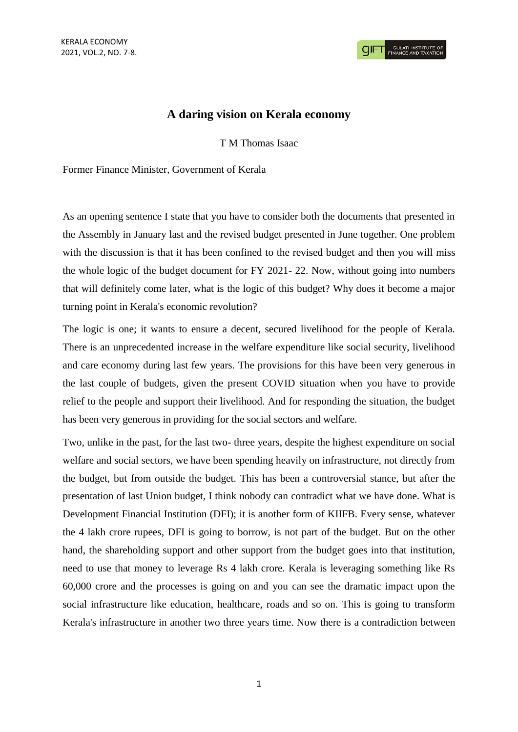# A daring vision on Kerala economy

T M Thomas Isaac

Former Finance Minister, Government of Kerala

As an opening sentence I state that you have to consider both the documents that presented in the Assembly in January last and the revised budget presented in June together. One problem with the discussion is that it has been confined to the revised budget and then you will miss the whole logic of the budget document for FY 2021- 22. Now, without going into numbers that will definitely come later, what is the logic of this budget? Why does it become a major turning point in Kerala's economic revolution?

The logic is one; it wants to ensure a decent, secured livelihood for the people of Kerala. There is an unprecedented increase in the welfare expenditure like social security, livelihood and care economy during last few years. The provisions for this have been very generous in the last couple of budgets, given the present COVID situation when you have to provide relief to the people and support their livelihood. And for responding the situation, the budget has been very generous in providing for the social sectors and welfare.

Two, unlike in the past, for the last two- three years, despite the highest expenditure on social welfare and social sectors, we have been spending heavily on infrastructure, not directly from the budget, but from outside the budget. This has been a controversial stance, but after the presentation of last Union budget, I think nobody can contradict what we have done. What is Development Financial Institution (DFI); it is another form of KIIFB. Every sense, whatever the 4 lakh crore rupees, DFI is going to borrow, is not part of the budget. But on the other hand, the shareholding support and other support from the budget goes into that institution, need to use that money to leverage Rs 4 lakh crore. Kerala is leveraging something like Rs 60,000 crore and the processes is going on and you can see the dramatic impact upon the social infrastructure like education, healthcare, roads and so on. This is going to transform Kerala's infrastructure in another two three years time. Now there is a contradiction between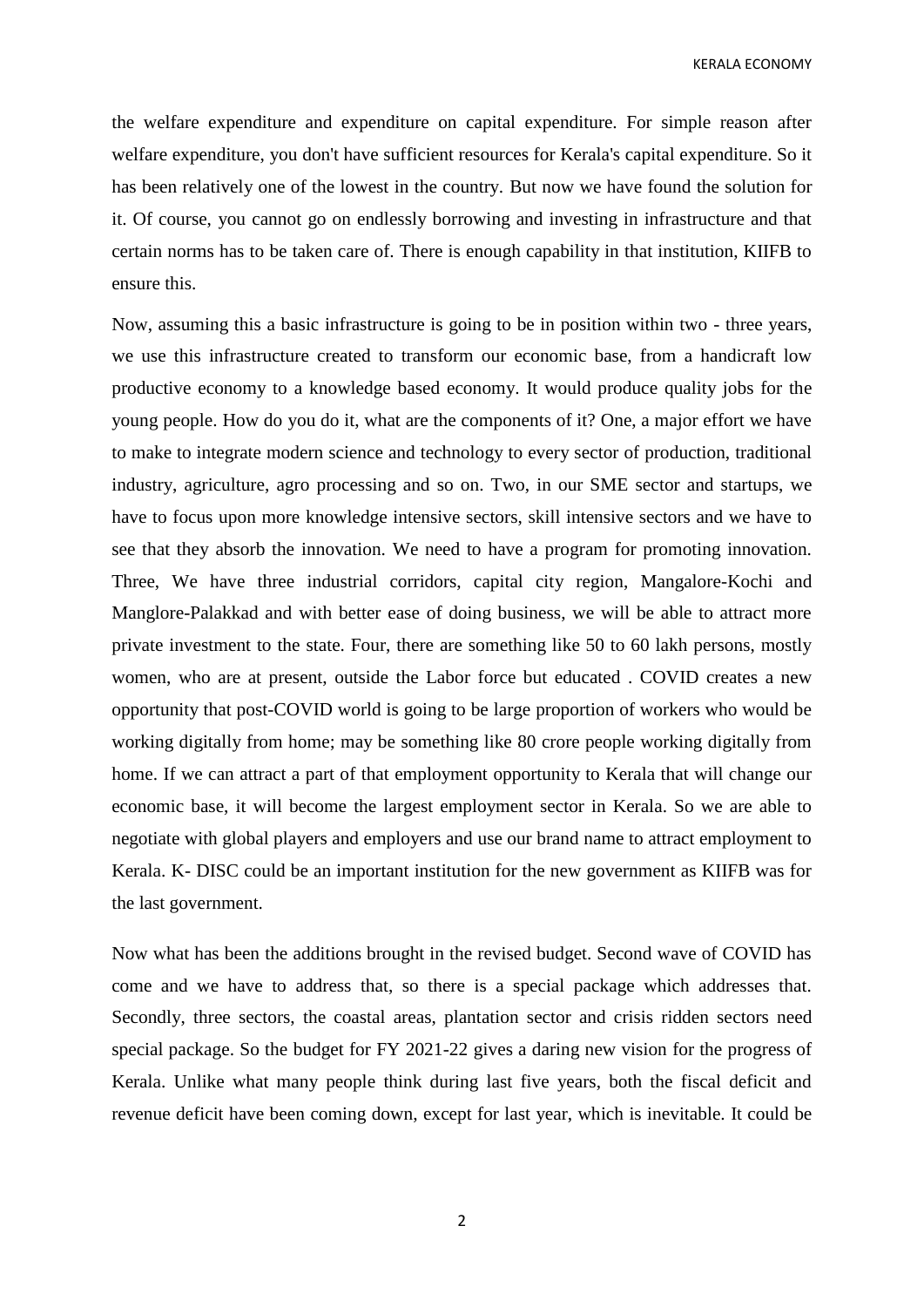the welfare expenditure and expenditure on capital expenditure. For simple reason after welfare expenditure, you don't have sufficient resources for Kerala's capital expenditure. So it has been relatively one of the lowest in the country. But now we have found the solution for it. Of course, you cannot go on endlessly borrowing and investing in infrastructure and that certain norms has to be taken care of. There is enough capability in that institution, KIIFB to ensure this.

Now, assuming this a basic infrastructure is going to be in position within two - three years, we use this infrastructure created to transform our economic base, from a handicraft low productive economy to a knowledge based economy. It would produce quality jobs for the young people. How do you do it, what are the components of it? One, a major effort we have to make to integrate modern science and technology to every sector of production, traditional industry, agriculture, agro processing and so on. Two, in our SME sector and startups, we have to focus upon more knowledge intensive sectors, skill intensive sectors and we have to see that they absorb the innovation. We need to have a program for promoting innovation. Three, We have three industrial corridors, capital city region, Mangalore-Kochi and Manglore-Palakkad and with better ease of doing business, we will be able to attract more private investment to the state. Four, there are something like 50 to 60 lakh persons, mostly women, who are at present, outside the Labor force but educated . COVID creates a new opportunity that post-COVID world is going to be large proportion of workers who would be working digitally from home; may be something like 80 crore people working digitally from home. If we can attract a part of that employment opportunity to Kerala that will change our economic base, it will become the largest employment sector in Kerala. So we are able to negotiate with global players and employers and use our brand name to attract employment to Kerala. K- DISC could be an important institution for the new government as KIIFB was for the last government.

Now what has been the additions brought in the revised budget. Second wave of COVID has come and we have to address that, so there is a special package which addresses that. Secondly, three sectors, the coastal areas, plantation sector and crisis ridden sectors need special package. So the budget for FY 2021-22 gives a daring new vision for the progress of Kerala. Unlike what many people think during last five years, both the fiscal deficit and revenue deficit have been coming down, except for last year, which is inevitable. It could be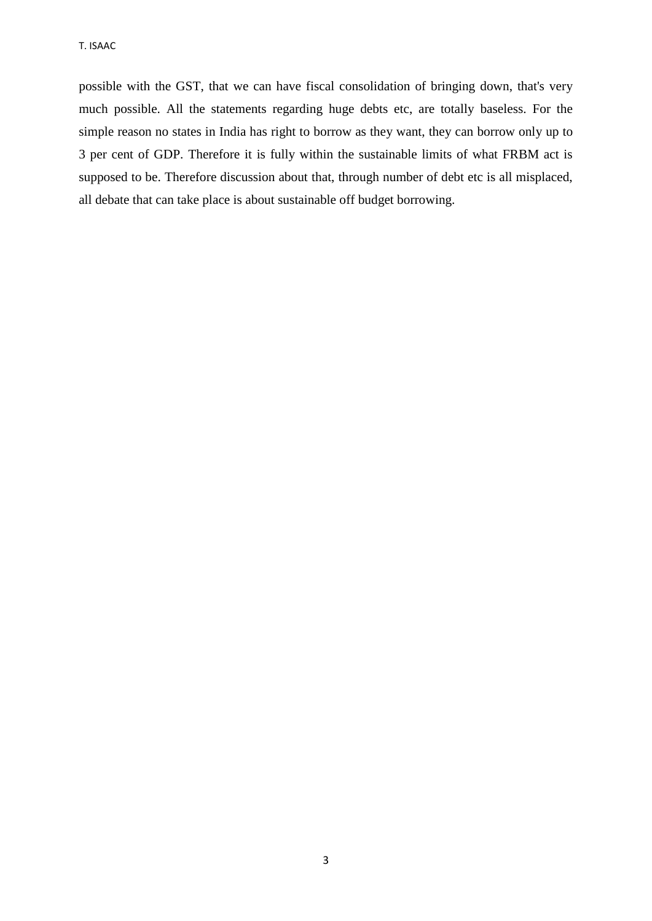possible with the GST, that we can have fiscal consolidation of bringing down, that's very much possible. All the statements regarding huge debts etc, are totally baseless. For the simple reason no states in India has right to borrow as they want, they can borrow only up to 3 per cent of GDP. Therefore it is fully within the sustainable limits of what FRBM act is supposed to be. Therefore discussion about that, through number of debt etc is all misplaced, all debate that can take place is about sustainable off budget borrowing.